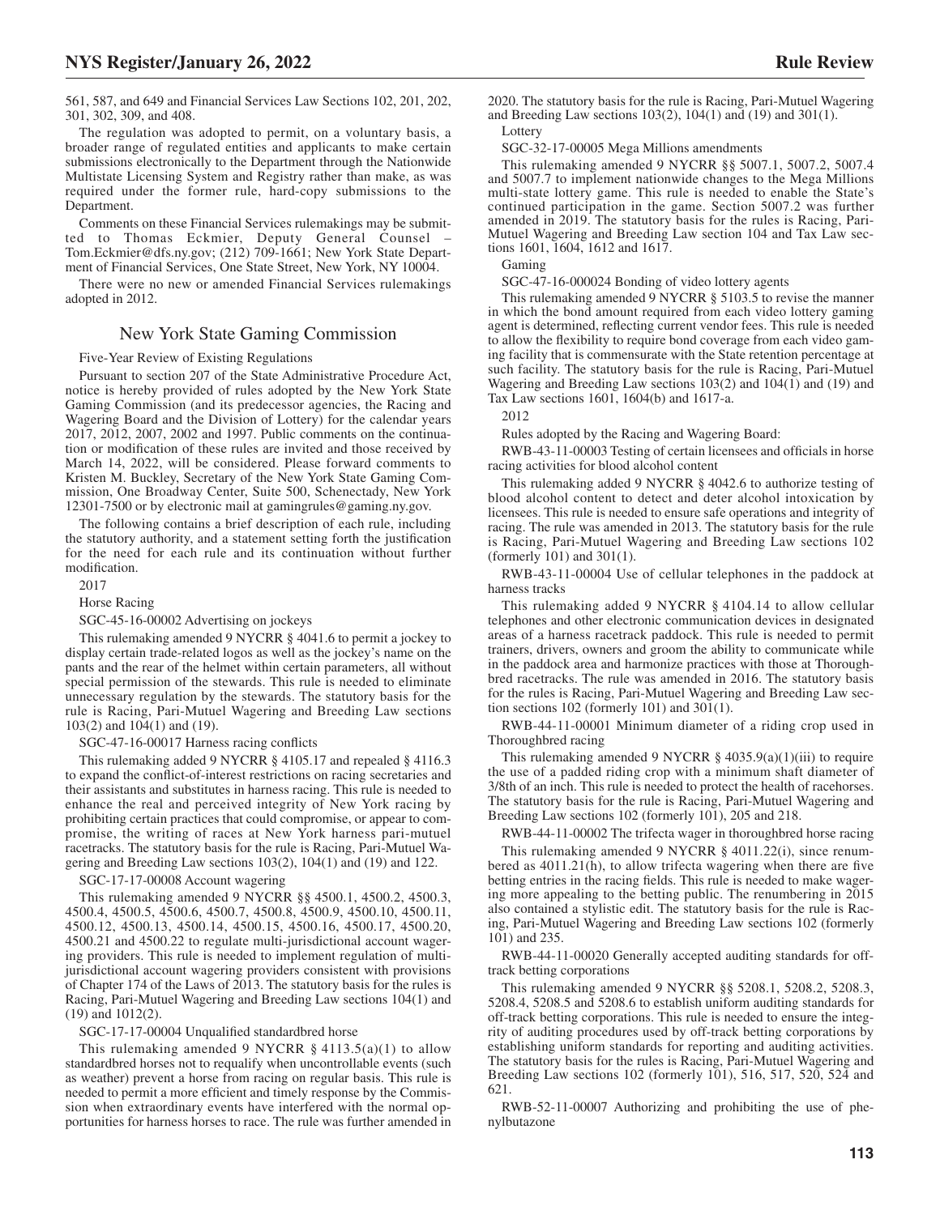561, 587, and 649 and Financial Services Law Sections 102, 201, 202, 301, 302, 309, and 408.

The regulation was adopted to permit, on a voluntary basis, a broader range of regulated entities and applicants to make certain submissions electronically to the Department through the Nationwide Multistate Licensing System and Registry rather than make, as was required under the former rule, hard-copy submissions to the Department.

Comments on these Financial Services rulemakings may be submitted to Thomas Eckmier, Deputy General Counsel – Tom.Eckmier@dfs.ny.gov; (212) 709-1661; New York State Department of Financial Services, One State Street, New York, NY 10004.

There were no new or amended Financial Services rulemakings adopted in 2012.

## New York State Gaming Commission

Five-Year Review of Existing Regulations

Pursuant to section 207 of the State Administrative Procedure Act, notice is hereby provided of rules adopted by the New York State Gaming Commission (and its predecessor agencies, the Racing and Wagering Board and the Division of Lottery) for the calendar years 2017, 2012, 2007, 2002 and 1997. Public comments on the continuation or modification of these rules are invited and those received by March 14, 2022, will be considered. Please forward comments to Kristen M. Buckley, Secretary of the New York State Gaming Commission, One Broadway Center, Suite 500, Schenectady, New York 12301-7500 or by electronic mail at gamingrules@gaming.ny.gov.

The following contains a brief description of each rule, including the statutory authority, and a statement setting forth the justification for the need for each rule and its continuation without further modification.

2017

Horse Racing

SGC-45-16-00002 Advertising on jockeys

This rulemaking amended 9 NYCRR § 4041.6 to permit a jockey to display certain trade-related logos as well as the jockey's name on the pants and the rear of the helmet within certain parameters, all without special permission of the stewards. This rule is needed to eliminate unnecessary regulation by the stewards. The statutory basis for the rule is Racing, Pari-Mutuel Wagering and Breeding Law sections 103(2) and 104(1) and (19).

SGC-47-16-00017 Harness racing conflicts

This rulemaking added 9 NYCRR § 4105.17 and repealed § 4116.3 to expand the conflict-of-interest restrictions on racing secretaries and their assistants and substitutes in harness racing. This rule is needed to enhance the real and perceived integrity of New York racing by prohibiting certain practices that could compromise, or appear to compromise, the writing of races at New York harness pari-mutuel racetracks. The statutory basis for the rule is Racing, Pari-Mutuel Wagering and Breeding Law sections 103(2), 104(1) and (19) and 122.

SGC-17-17-00008 Account wagering

This rulemaking amended 9 NYCRR §§ 4500.1, 4500.2, 4500.3, 4500.4, 4500.5, 4500.6, 4500.7, 4500.8, 4500.9, 4500.10, 4500.11, 4500.12, 4500.13, 4500.14, 4500.15, 4500.16, 4500.17, 4500.20, 4500.21 and 4500.22 to regulate multi-jurisdictional account wagering providers. This rule is needed to implement regulation of multi-jurisdictional account wagering providers consistent with provisions of Chapter 174 of the Laws of 2013. The statutory basis for the rules is Racing, Pari-Mutuel Wagering and Breeding Law sections 104(1) and (19) and 1012(2).

SGC-17-17-00004 Unqualified standardbred horse

This rulemaking amended 9 NYCRR § 4113.5(a)(1) to allow standardbred horses not to requalify when uncontrollable events (such as weather) prevent a horse from racing on regular basis. This rule is needed to permit a more efficient and timely response by the Commission when extraordinary events have interfered with the normal opportunities for harness horses to race. The rule was further amended in 2020. The statutory basis for the rule is Racing, Pari-Mutuel Wagering and Breeding Law sections 103(2), 104(1) and (19) and 301(1).

Lottery

SGC-32-17-00005 Mega Millions amendments

This rulemaking amended 9 NYCRR §§ 5007.1, 5007.2, 5007.4 and 5007.7 to implement nationwide changes to the Mega Millions multi-state lottery game. This rule is needed to enable the State's continued participation in the game. Section 5007.2 was further amended in 2019. The statutory basis for the rules is Racing, Pari-Mutuel Wagering and Breeding Law section 104 and Tax Law sections 1601, 1604, 1612 and 1617.

Gaming

SGC-47-16-000024 Bonding of video lottery agents

This rulemaking amended 9 NYCRR § 5103.5 to revise the manner in which the bond amount required from each video lottery gaming agent is determined, reflecting current vendor fees. This rule is needed to allow the flexibility to require bond coverage from each video gaming facility that is commensurate with the State retention percentage at such facility. The statutory basis for the rule is Racing, Pari-Mutuel Wagering and Breeding Law sections 103(2) and 104(1) and (19) and Tax Law sections 1601, 1604(b) and 1617-a.

2012

Rules adopted by the Racing and Wagering Board:

RWB-43-11-00003 Testing of certain licensees and officials in horse racing activities for blood alcohol content

This rulemaking added 9 NYCRR § 4042.6 to authorize testing of blood alcohol content to detect and deter alcohol intoxication by licensees. This rule is needed to ensure safe operations and integrity of racing. The rule was amended in 2013. The statutory basis for the rule is Racing, Pari-Mutuel Wagering and Breeding Law sections 102 (formerly 101) and 301(1).

RWB-43-11-00004 Use of cellular telephones in the paddock at harness tracks

This rulemaking added 9 NYCRR § 4104.14 to allow cellular telephones and other electronic communication devices in designated areas of a harness racetrack paddock. This rule is needed to permit trainers, drivers, owners and groom the ability to communicate while in the paddock area and harmonize practices with those at Thoroughbred racetracks. The rule was amended in 2016. The statutory basis for the rules is Racing, Pari-Mutuel Wagering and Breeding Law section sections 102 (formerly 101) and 301(1).

RWB-44-11-00001 Minimum diameter of a riding crop used in Thoroughbred racing

This rulemaking amended 9 NYCRR § 4035.9(a)(1)(iii) to require the use of a padded riding crop with a minimum shaft diameter of 3/8th of an inch. This rule is needed to protect the health of racehorses. The statutory basis for the rule is Racing, Pari-Mutuel Wagering and Breeding Law sections 102 (formerly 101), 205 and 218.

RWB-44-11-00002 The trifecta wager in thoroughbred horse racing

This rulemaking amended 9 NYCRR § 4011.22(i), since renumbered as 4011.21(h), to allow trifecta wagering when there are five betting entries in the racing fields. This rule is needed to make wagering more appealing to the betting public. The renumbering in 2015 also contained a stylistic edit. The statutory basis for the rule is Racing, Pari-Mutuel Wagering and Breeding Law sections 102 (formerly 101) and 235.

RWB-44-11-00020 Generally accepted auditing standards for off-track betting corporations

This rulemaking amended 9 NYCRR §§ 5208.1, 5208.2, 5208.3, 5208.4, 5208.5 and 5208.6 to establish uniform auditing standards for off-track betting corporations. This rule is needed to ensure the integrity of auditing procedures used by off-track betting corporations by establishing uniform standards for reporting and auditing activities. The statutory basis for the rules is Racing, Pari-Mutuel Wagering and Breeding Law sections 102 (formerly 101), 516, 517, 520, 524 and 621.

RWB-52-11-00007 Authorizing and prohibiting the use of phenylbutazone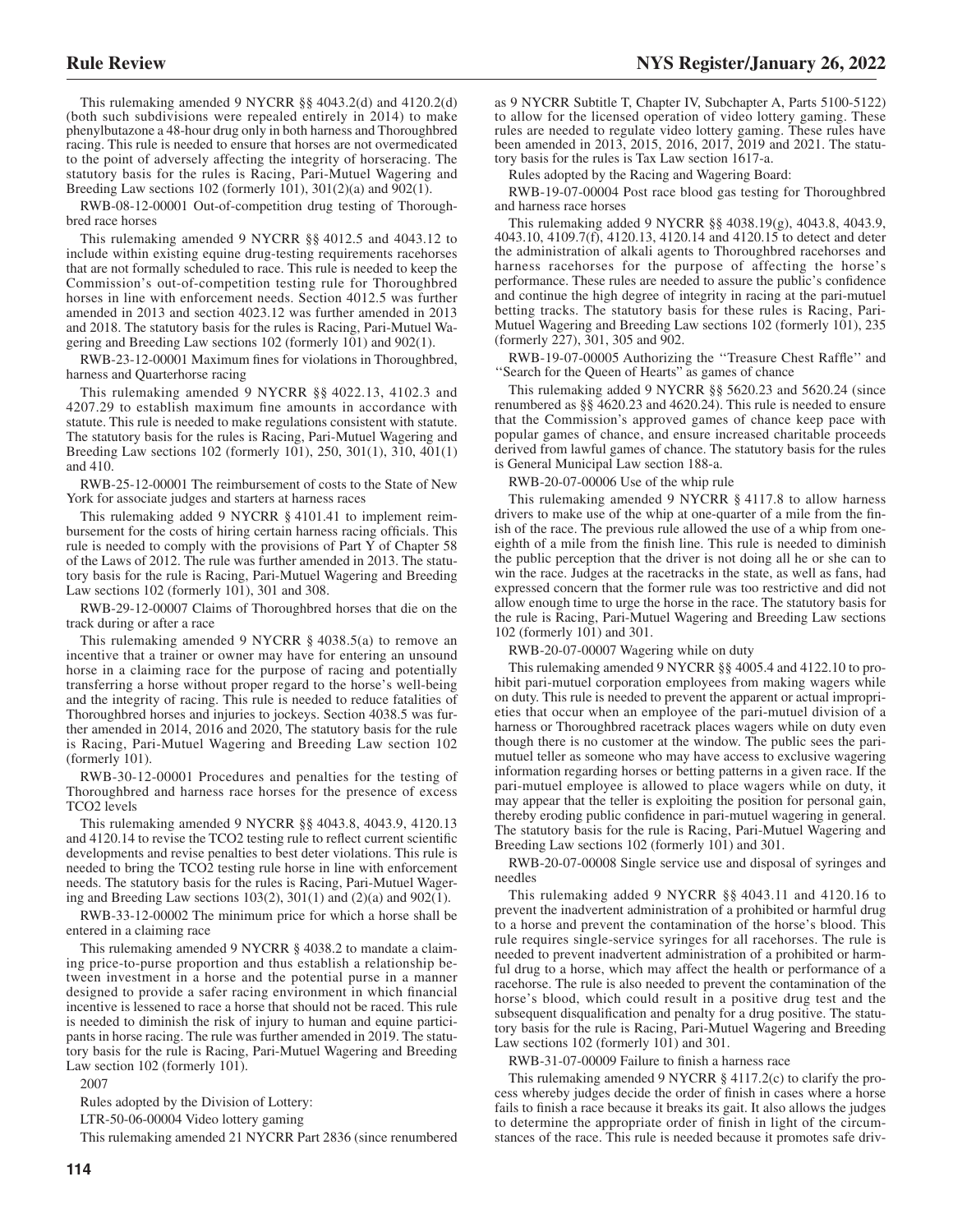This rulemaking amended 9 NYCRR §§ 4043.2(d) and 4120.2(d) (both such subdivisions were repealed entirely in 2014) to make phenylbutazone a 48-hour drug only in both harness and Thoroughbred racing. This rule is needed to ensure that horses are not overmedicated to the point of adversely affecting the integrity of horseracing. The statutory basis for the rules is Racing, Pari-Mutuel Wagering and Breeding Law sections 102 (formerly 101), 301(2)(a) and 902(1).

RWB-08-12-00001 Out-of-competition drug testing of Thoroughbred race horses

This rulemaking amended 9 NYCRR §§ 4012.5 and 4043.12 to include within existing equine drug-testing requirements racehorses that are not formally scheduled to race. This rule is needed to keep the Commission's out-of-competition testing rule for Thoroughbred horses in line with enforcement needs. Section 4012.5 was further amended in 2013 and section 4023.12 was further amended in 2013 and 2018. The statutory basis for the rules is Racing, Pari-Mutuel Wagering and Breeding Law sections 102 (formerly 101) and 902(1).

RWB-23-12-00001 Maximum fines for violations in Thoroughbred, harness and Quarterhorse racing

This rulemaking amended 9 NYCRR §§ 4022.13, 4102.3 and 4207.29 to establish maximum fine amounts in accordance with statute. This rule is needed to make regulations consistent with statute. The statutory basis for the rules is Racing, Pari-Mutuel Wagering and Breeding Law sections 102 (formerly 101), 250, 301(1), 310, 401(1) and 410.

RWB-25-12-00001 The reimbursement of costs to the State of New York for associate judges and starters at harness races

This rulemaking added 9 NYCRR § 4101.41 to implement reimbursement for the costs of hiring certain harness racing officials. This rule is needed to comply with the provisions of Part Y of Chapter 58 of the Laws of 2012. The rule was further amended in 2013. The statutory basis for the rule is Racing, Pari-Mutuel Wagering and Breeding Law sections 102 (formerly 101), 301 and 308.

RWB-29-12-00007 Claims of Thoroughbred horses that die on the track during or after a race

This rulemaking amended 9 NYCRR § 4038.5(a) to remove an incentive that a trainer or owner may have for entering an unsound horse in a claiming race for the purpose of racing and potentially transferring a horse without proper regard to the horse's well-being and the integrity of racing. This rule is needed to reduce fatalities of Thoroughbred horses and injuries to jockeys. Section 4038.5 was further amended in 2014, 2016 and 2020, The statutory basis for the rule is Racing, Pari-Mutuel Wagering and Breeding Law section 102 (formerly 101).

RWB-30-12-00001 Procedures and penalties for the testing of Thoroughbred and harness race horses for the presence of excess TCO2 levels

This rulemaking amended 9 NYCRR §§ 4043.8, 4043.9, 4120.13 and 4120.14 to revise the TCO2 testing rule to reflect current scientific developments and revise penalties to best deter violations. This rule is needed to bring the TCO2 testing rule horse in line with enforcement needs. The statutory basis for the rules is Racing, Pari-Mutuel Wagering and Breeding Law sections 103(2), 301(1) and (2)(a) and 902(1).

RWB-33-12-00002 The minimum price for which a horse shall be entered in a claiming race

This rulemaking amended 9 NYCRR § 4038.2 to mandate a claiming price-to-purse proportion and thus establish a relationship between investment in a horse and the potential purse in a manner designed to provide a safer racing environment in which financial incentive is lessened to race a horse that should not be raced. This rule is needed to diminish the risk of injury to human and equine participants in horse racing. The rule was further amended in 2019. The statutory basis for the rule is Racing, Pari-Mutuel Wagering and Breeding Law section 102 (formerly 101).

2007

Rules adopted by the Division of Lottery:

LTR-50-06-00004 Video lottery gaming

This rulemaking amended 21 NYCRR Part 2836 (since renumbered as 9 NYCRR Subtitle T, Chapter IV, Subchapter A, Parts 5100-5122) to allow for the licensed operation of video lottery gaming. These rules are needed to regulate video lottery gaming. These rules have been amended in 2013, 2015, 2016, 2017, 2019 and 2021. The statutory basis for the rules is Tax Law section 1617-a.

Rules adopted by the Racing and Wagering Board:

RWB-19-07-00004 Post race blood gas testing for Thoroughbred and harness race horses

This rulemaking added 9 NYCRR §§ 4038.19(g), 4043.8, 4043.9, 4043.10, 4109.7(f), 4120.13, 4120.14 and 4120.15 to detect and deter the administration of alkali agents to Thoroughbred racehorses and harness racehorses for the purpose of affecting the horse's performance. These rules are needed to assure the public's confidence and continue the high degree of integrity in racing at the pari-mutuel betting tracks. The statutory basis for these rules is Racing, Pari-Mutuel Wagering and Breeding Law sections 102 (formerly 101), 235 (formerly 227), 301, 305 and 902.

RWB-19-07-00005 Authorizing the ''Treasure Chest Raffle'' and ''Search for the Queen of Hearts'' as games of chance

This rulemaking added 9 NYCRR §§ 5620.23 and 5620.24 (since renumbered as §§ 4620.23 and 4620.24). This rule is needed to ensure that the Commission's approved games of chance keep pace with popular games of chance, and ensure increased charitable proceeds derived from lawful games of chance. The statutory basis for the rules is General Municipal Law section 188-a.

RWB-20-07-00006 Use of the whip rule

This rulemaking amended 9 NYCRR § 4117.8 to allow harness drivers to make use of the whip at one-quarter of a mile from the finish of the race. The previous rule allowed the use of a whip from one-eighth of a mile from the finish line. This rule is needed to diminish the public perception that the driver is not doing all he or she can to win the race. Judges at the racetracks in the state, as well as fans, had expressed concern that the former rule was too restrictive and did not allow enough time to urge the horse in the race. The statutory basis for the rule is Racing, Pari-Mutuel Wagering and Breeding Law sections 102 (formerly 101) and 301.

RWB-20-07-00007 Wagering while on duty

This rulemaking amended 9 NYCRR §§ 4005.4 and 4122.10 to prohibit pari-mutuel corporation employees from making wagers while on duty. This rule is needed to prevent the apparent or actual improprieties that occur when an employee of the pari-mutuel division of a harness or Thoroughbred racetrack places wagers while on duty even though there is no customer at the window. The public sees the pari-mutuel teller as someone who may have access to exclusive wagering information regarding horses or betting patterns in a given race. If the pari-mutuel employee is allowed to place wagers while on duty, it may appear that the teller is exploiting the position for personal gain, thereby eroding public confidence in pari-mutuel wagering in general. The statutory basis for the rule is Racing, Pari-Mutuel Wagering and Breeding Law sections 102 (formerly 101) and 301.

RWB-20-07-00008 Single service use and disposal of syringes and needles

This rulemaking added 9 NYCRR §§ 4043.11 and 4120.16 to prevent the inadvertent administration of a prohibited or harmful drug to a horse and prevent the contamination of the horse's blood. This rule requires single-service syringes for all racehorses. The rule is needed to prevent inadvertent administration of a prohibited or harmful drug to a horse, which may affect the health or performance of a racehorse. The rule is also needed to prevent the contamination of the horse's blood, which could result in a positive drug test and the subsequent disqualification and penalty for a drug positive. The statutory basis for the rule is Racing, Pari-Mutuel Wagering and Breeding Law sections 102 (formerly 101) and 301.

RWB-31-07-00009 Failure to finish a harness race

This rulemaking amended 9 NYCRR § 4117.2(c) to clarify the process whereby judges decide the order of finish in cases where a horse fails to finish a race because it breaks its gait. It also allows the judges to determine the appropriate order of finish in light of the circumstances of the race. This rule is needed because it promotes safe driv-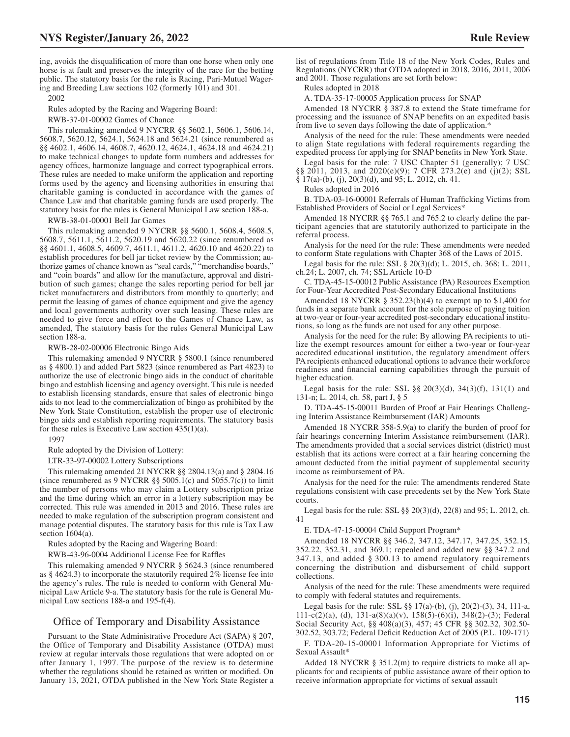ing, avoids the disqualification of more than one horse when only one horse is at fault and preserves the integrity of the race for the betting public. The statutory basis for the rule is Racing, Pari-Mutuel Wagering and Breeding Law sections 102 (formerly 101) and 301.

2002

Rules adopted by the Racing and Wagering Board:

RWB-37-01-00002 Games of Chance

This rulemaking amended 9 NYCRR §§ 5602.1, 5606.1, 5606.14, 5608.7, 5620.12, 5624.1, 5624.18 and 5624.21 (since renumbered as §§ 4602.1, 4606.14, 4608.7, 4620.12, 4624.1, 4624.18 and 4624.21) to make technical changes to update form numbers and addresses for agency offices, harmonize language and correct typographical errors. These rules are needed to make uniform the application and reporting forms used by the agency and licensing authorities in ensuring that charitable gaming is conducted in accordance with the games of Chance Law and that charitable gaming funds are used properly. The statutory basis for the rules is General Municipal Law section 188-a.

RWB-38-01-00001 Bell Jar Games

This rulemaking amended 9 NYCRR §§ 5600.1, 5608.4, 5608.5, 5608.7, 5611.1, 5611.2, 5620.19 and 5620.22 (since renumbered as §§ 4601.1, 4608.5, 4609.7, 4611.1, 4611.2, 4620.10 and 4620.22) to establish procedures for bell jar ticket review by the Commission; authorize games of chance known as "seal cards," "merchandise boards," and "coin boards" and allow for the manufacture, approval and distribution of such games; change the sales reporting period for bell jar ticket manufacturers and distributors from monthly to quarterly; and permit the leasing of games of chance equipment and give the agency and local governments authority over such leasing. These rules are needed to give force and effect to the Games of Chance Law, as amended, The statutory basis for the rules General Municipal Law section 188-a.

RWB-28-02-00006 Electronic Bingo Aids

This rulemaking amended 9 NYCRR § 5800.1 (since renumbered as § 4800.1) and added Part 5823 (since renumbered as Part 4823) to authorize the use of electronic bingo aids in the conduct of charitable bingo and establish licensing and agency oversight. This rule is needed to establish licensing standards, ensure that sales of electronic bingo aids to not lead to the commercialization of bingo as prohibited by the New York State Constitution, establish the proper use of electronic bingo aids and establish reporting requirements. The statutory basis for these rules is Executive Law section 435(1)(a).

1997

Rule adopted by the Division of Lottery:

LTR-33-97-00002 Lottery Subscriptions

This rulemaking amended 21 NYCRR §§ 2804.13(a) and § 2804.16 (since renumbered as 9 NYCRR §§ 5005.1(c) and 5055.7(c)) to limit the number of persons who may claim a Lottery subscription prize and the time during which an error in a lottery subscription may be corrected. This rule was amended in 2013 and 2016. These rules are needed to make regulation of the subscription program consistent and manage potential disputes. The statutory basis for this rule is Tax Law section 1604(a).

Rules adopted by the Racing and Wagering Board:

RWB-43-96-0004 Additional License Fee for Raffles

This rulemaking amended 9 NYCRR § 5624.3 (since renumbered as § 4624.3) to incorporate the statutorily required 2% license fee into the agency's rules. The rule is needed to conform with General Municipal Law Article 9-a. The statutory basis for the rule is General Municipal Law sections 188-a and 195-f(4).

## Office of Temporary and Disability Assistance

Pursuant to the State Administrative Procedure Act (SAPA) § 207, the Office of Temporary and Disability Assistance (OTDA) must review at regular intervals those regulations that were adopted on or after January 1, 1997. The purpose of the review is to determine whether the regulations should be retained as written or modified. On January 13, 2021, OTDA published in the New York State Register a list of regulations from Title 18 of the New York Codes, Rules and Regulations (NYCRR) that OTDA adopted in 2018, 2016, 2011, 2006 and 2001. Those regulations are set forth below:

Rules adopted in 2018

A. TDA-35-17-00005 Application process for SNAP

Amended 18 NYCRR § 387.8 to extend the State timeframe for processing and the issuance of SNAP benefits on an expedited basis from five to seven days following the date of application.*

Analysis of the need for the rule: These amendments were needed to align State regulations with federal requirements regarding the expedited process for applying for SNAP benefits in New York State.

Legal basis for the rule: 7 USC Chapter 51 (generally); 7 USC §§ 2011, 2013, and 2020(e)(9); 7 CFR 273.2(e) and (j)(2); SSL § 17(a)-(b), (j), 20(3)(d), and 95; L. 2012, ch. 41.

Rules adopted in 2016

B. TDA-03-16-00001 Referrals of Human Trafficking Victims from Established Providers of Social or Legal Services*

Amended 18 NYCRR §§ 765.1 and 765.2 to clearly define the participant agencies that are statutorily authorized to participate in the referral process.

Analysis for the need for the rule: These amendments were needed to conform State regulations with Chapter 368 of the Laws of 2015.

Legal basis for the rule: SSL § 20(3)(d); L. 2015, ch. 368; L. 2011, ch.24; L. 2007, ch. 74; SSL Article 10-D

C. TDA-45-15-00012 Public Assistance (PA) Resources Exemption for Four-Year Accredited Post-Secondary Educational Institutions

Amended 18 NYCRR § 352.23(b)(4) to exempt up to $1,400 for funds in a separate bank account for the sole purpose of paying tuition at two-year or four-year accredited post-secondary educational institutions, so long as the funds are not used for any other purpose.

Analysis for the need for the rule: By allowing PA recipients to utilize the exempt resources amount for either a two-year or four-year accredited educational institution, the regulatory amendment offers PA recipients enhanced educational options to advance their workforce readiness and financial earning capabilities through the pursuit of higher education.

Legal basis for the rule: SSL §§ 20(3)(d), 34(3)(f), 131(1) and 131-n; L. 2014, ch. 58, part J, § 5

D. TDA-45-15-00011 Burden of Proof at Fair Hearings Challenging Interim Assistance Reimbursement (IAR) Amounts

Amended 18 NYCRR 358-5.9(a) to clarify the burden of proof for fair hearings concerning Interim Assistance reimbursement (IAR). The amendments provided that a social services district (district) must establish that its actions were correct at a fair hearing concerning the amount deducted from the initial payment of supplemental security income as reimbursement of PA.

Analysis for the need for the rule: The amendments rendered State regulations consistent with case precedents set by the New York State courts.

Legal basis for the rule: SSL §§ 20(3)(d), 22(8) and 95; L. 2012, ch. 41

E. TDA-47-15-00004 Child Support Program*

Amended 18 NYCRR §§ 346.2, 347.12, 347.17, 347.25, 352.15, 352.22, 352.31, and 369.1; repealed and added new §§ 347.2 and 347.13, and added § 300.13 to amend regulatory requirements concerning the distribution and disbursement of child support collections.

Analysis of the need for the rule: These amendments were required to comply with federal statutes and requirements.

Legal basis for the rule: SSL §§ 17(a)-(b), (j), 20(2)-(3), 34, 111-a, 111-c(2)(a), (d), 131-a(8)(a)(v), 158(5)-(6)(i), 348(2)-(3); Federal Social Security Act, §§ 408(a)(3), 457; 45 CFR §§ 302.32, 302.50-302.52, 303.72; Federal Deficit Reduction Act of 2005 (P.L. 109-171)

F. TDA-20-15-00001 Information Appropriate for Victims of Sexual Assault*

Added 18 NYCRR § 351.2(m) to require districts to make all applicants for and recipients of public assistance aware of their option to receive information appropriate for victims of sexual assault